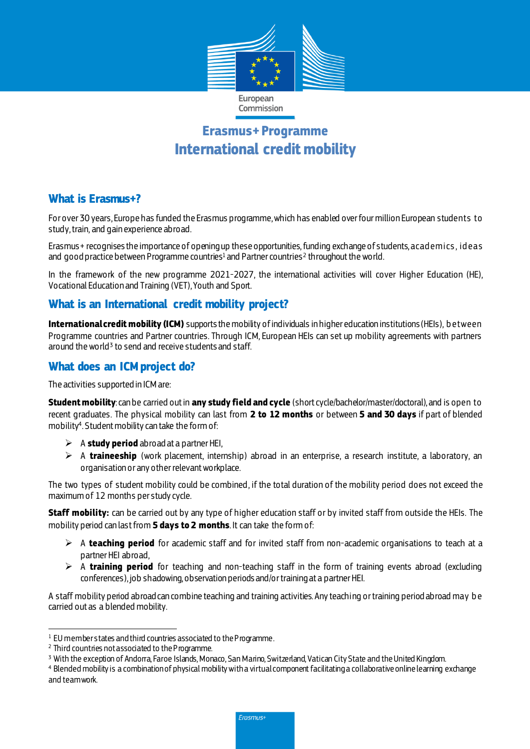European Commission

# Erasmus+ Programme
# International credit mobility

## What is Erasmus+?

For over 30 years, Europe has funded the Erasmus programme, which has enabled over four million European students to study, train, and gain experience abroad.

Erasmus+ recognises the importance of opening up these opportunities, funding exchange of students, academics, ideas and good practice between Programme countries[1] and Partner countries[2] throughout the world.

In the framework of the new programme 2021-2027, the international activities will cover Higher Education (HE), Vocational Education and Training (VET), Youth and Sport.

## What is an International credit mobility project?

**International credit mobility (ICM)** supports the mobility of individuals in higher education institutions (HEIs), between Programme countries and Partner countries. Through ICM, European HEIs can set up mobility agreements with partners around the world[3] to send and receive students and staff.

## What does an ICM project do?

The activities supported in ICM are:

**Student mobility**: can be carried out in **any study field and cycle** (short cycle/bachelor/master/doctoral), and is open to recent graduates. The physical mobility can last from **2 to 12 months** or between **5 and 30 days** if part of blended mobility[4]. Student mobility can take the form of:

- A **study period** abroad at a partner HEI,
- A **traineeship** (work placement, internship) abroad in an enterprise, a research institute, a laboratory, an organisation or any other relevant workplace.

The two types of student mobility could be combined, if the total duration of the mobility period does not exceed the maximum of 12 months per study cycle.

**Staff mobility:** can be carried out by any type of higher education staff or by invited staff from outside the HEIs. The mobility period can last from **5 days to 2 months**. It can take the form of:

- A **teaching period** for academic staff and for invited staff from non-academic organisations to teach at a partner HEI abroad,
- A **training period** for teaching and non-teaching staff in the form of training events abroad (excluding conferences), job shadowing, observation periods and/or training at a partner HEI.

A staff mobility period abroad can combine teaching and training activities. Any teaching or training period abroad may be carried out as a blended mobility.

---

[1] EU member states and third countries associated to the Programme.

[2] Third countries not associated to the Programme.

[3] With the exception of Andorra, Faroe Islands, Monaco, San Marino, Switzerland, Vatican City State and the United Kingdom.

[4] Blended mobility is a combination of physical mobility with a virtual component facilitating a collaborative online learning exchange and teamwork.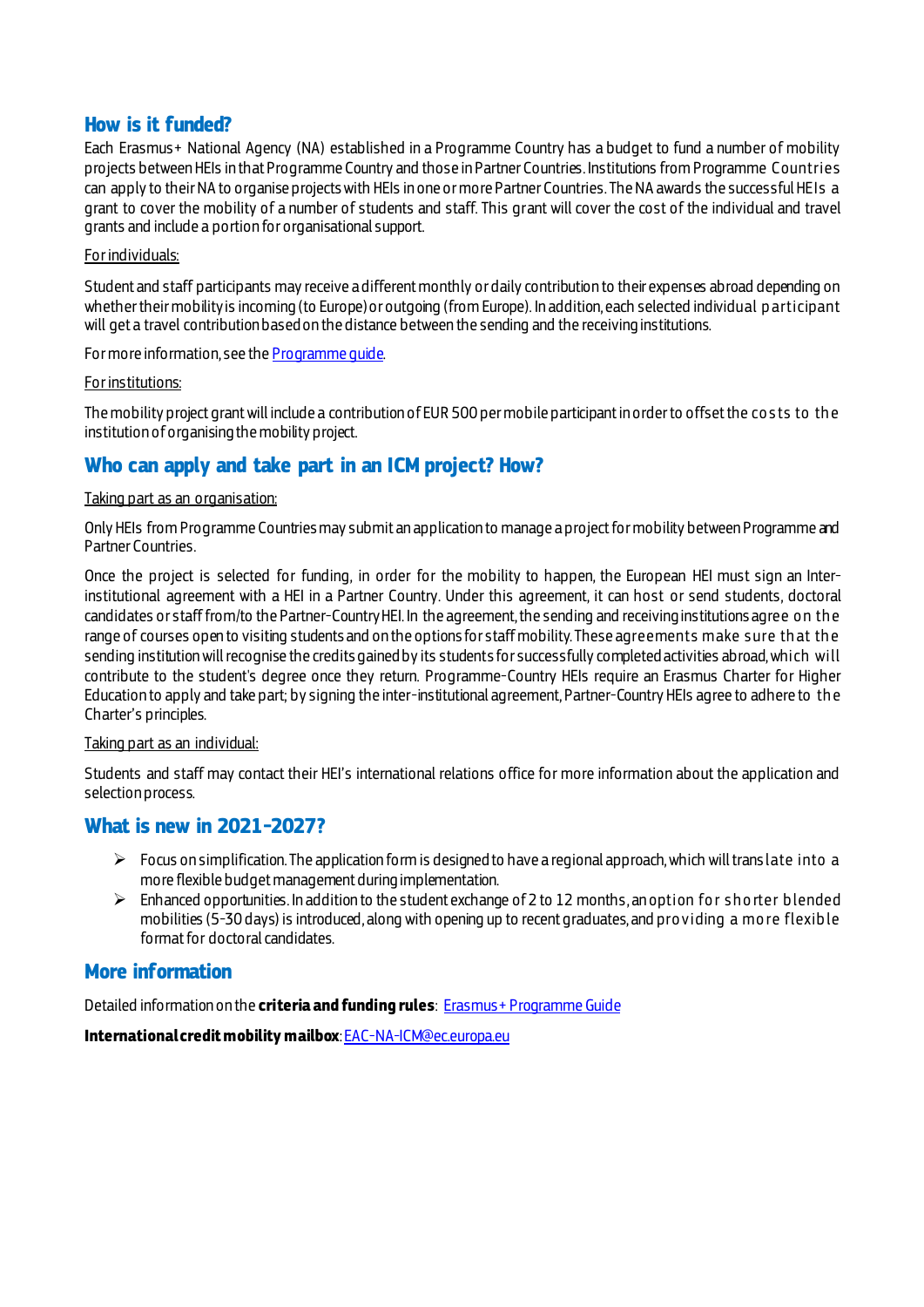## How is it funded?

Each Erasmus+ National Agency (NA) established in a Programme Country has a budget to fund a number of mobility projects between HEIs in that Programme Country and those in Partner Countries. Institutions from Programme Countries can apply to their NA to organise projects with HEIs in one or more Partner Countries. The NA awards the successful HEIs a grant to cover the mobility of a number of students and staff. This grant will cover the cost of the individual and travel grants and include a portion for organisational support.

For individuals:

Student and staff participants may receive a different monthly or daily contribution to their expenses abroad depending on whether their mobility is incoming (to Europe) or outgoing (from Europe). In addition, each selected individual participant will get a travel contribution based on the distance between the sending and the receiving institutions.

For more information, see the [Programme guide](Programme guide).

For institutions:

The mobility project grant will include a contribution of EUR 500 per mobile participant in order to offset the costs to the institution of organising the mobility project.

## Who can apply and take part in an ICM project? How?

Taking part as an organisation:

Only HEIs from Programme Countries may submit an application to manage a project for mobility between Programme and Partner Countries.

Once the project is selected for funding, in order for the mobility to happen, the European HEI must sign an Inter-institutional agreement with a HEI in a Partner Country. Under this agreement, it can host or send students, doctoral candidates or staff from/to the Partner-Country HEI. In the agreement, the sending and receiving institutions agree on the range of courses open to visiting students and on the options for staff mobility. These agreements make sure that the sending institution will recognise the credits gained by its students for successfully completed activities abroad, which will contribute to the student's degree once they return. Programme-Country HEIs require an Erasmus Charter for Higher Education to apply and take part; by signing the inter-institutional agreement, Partner-Country HEIs agree to adhere to the Charter's principles.

Taking part as an individual:

Students and staff may contact their HEI's international relations office for more information about the application and selection process.

## What is new in 2021-2027?

- Focus on simplification. The application form is designed to have a regional approach, which will translate into a more flexible budget management during implementation.
- Enhanced opportunities. In addition to the student exchange of 2 to 12 months, an option for shorter blended mobilities (5-30 days) is introduced, along with opening up to recent graduates, and providing a more flexible format for doctoral candidates.

## More information

Detailed information on the **criteria and funding rules**: [Erasmus+ Programme Guide](Erasmus+ Programme Guide)

**International credit mobility mailbox**: [EAC-NA-ICM@ec.europa.eu](mailto:EAC-NA-ICM@ec.europa.eu)